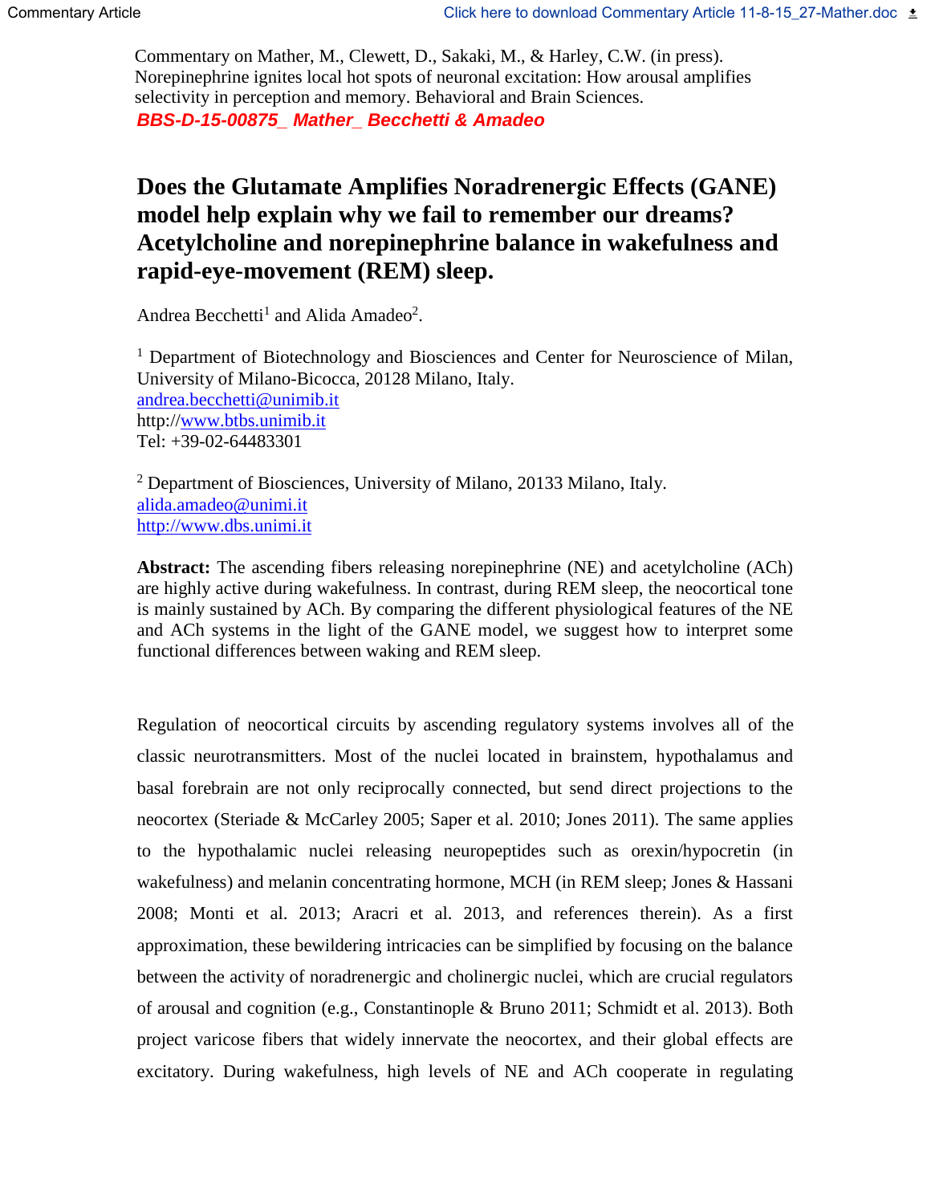Commentary on Mather, M., Clewett, D., Sakaki, M., & Harley, C.W. (in press). Norepinephrine ignites local hot spots of neuronal excitation: How arousal amplifies selectivity in perception and memory. Behavioral and Brain Sciences.

***BBS-D-15-00875_ Mather_ Becchetti & Amadeo***

# Does the Glutamate Amplifies Noradrenergic Effects (GANE) model help explain why we fail to remember our dreams? Acetylcholine and norepinephrine balance in wakefulness and rapid-eye-movement (REM) sleep.

Andrea Becchetti[1] and Alida Amadeo[2].

[1] Department of Biotechnology and Biosciences and Center for Neuroscience of Milan, University of Milano-Bicocca, 20128 Milano, Italy.
andrea.becchetti@unimib.it
http://www.btbs.unimib.it
Tel: +39-02-64483301

[2] Department of Biosciences, University of Milano, 20133 Milano, Italy.
alida.amadeo@unimi.it
http://www.dbs.unimi.it

**Abstract:** The ascending fibers releasing norepinephrine (NE) and acetylcholine (ACh) are highly active during wakefulness. In contrast, during REM sleep, the neocortical tone is mainly sustained by ACh. By comparing the different physiological features of the NE and ACh systems in the light of the GANE model, we suggest how to interpret some functional differences between waking and REM sleep.

Regulation of neocortical circuits by ascending regulatory systems involves all of the classic neurotransmitters. Most of the nuclei located in brainstem, hypothalamus and basal forebrain are not only reciprocally connected, but send direct projections to the neocortex (Steriade & McCarley 2005; Saper et al. 2010; Jones 2011). The same applies to the hypothalamic nuclei releasing neuropeptides such as orexin/hypocretin (in wakefulness) and melanin concentrating hormone, MCH (in REM sleep; Jones & Hassani 2008; Monti et al. 2013; Aracri et al. 2013, and references therein). As a first approximation, these bewildering intricacies can be simplified by focusing on the balance between the activity of noradrenergic and cholinergic nuclei, which are crucial regulators of arousal and cognition (e.g., Constantinople & Bruno 2011; Schmidt et al. 2013). Both project varicose fibers that widely innervate the neocortex, and their global effects are excitatory. During wakefulness, high levels of NE and ACh cooperate in regulating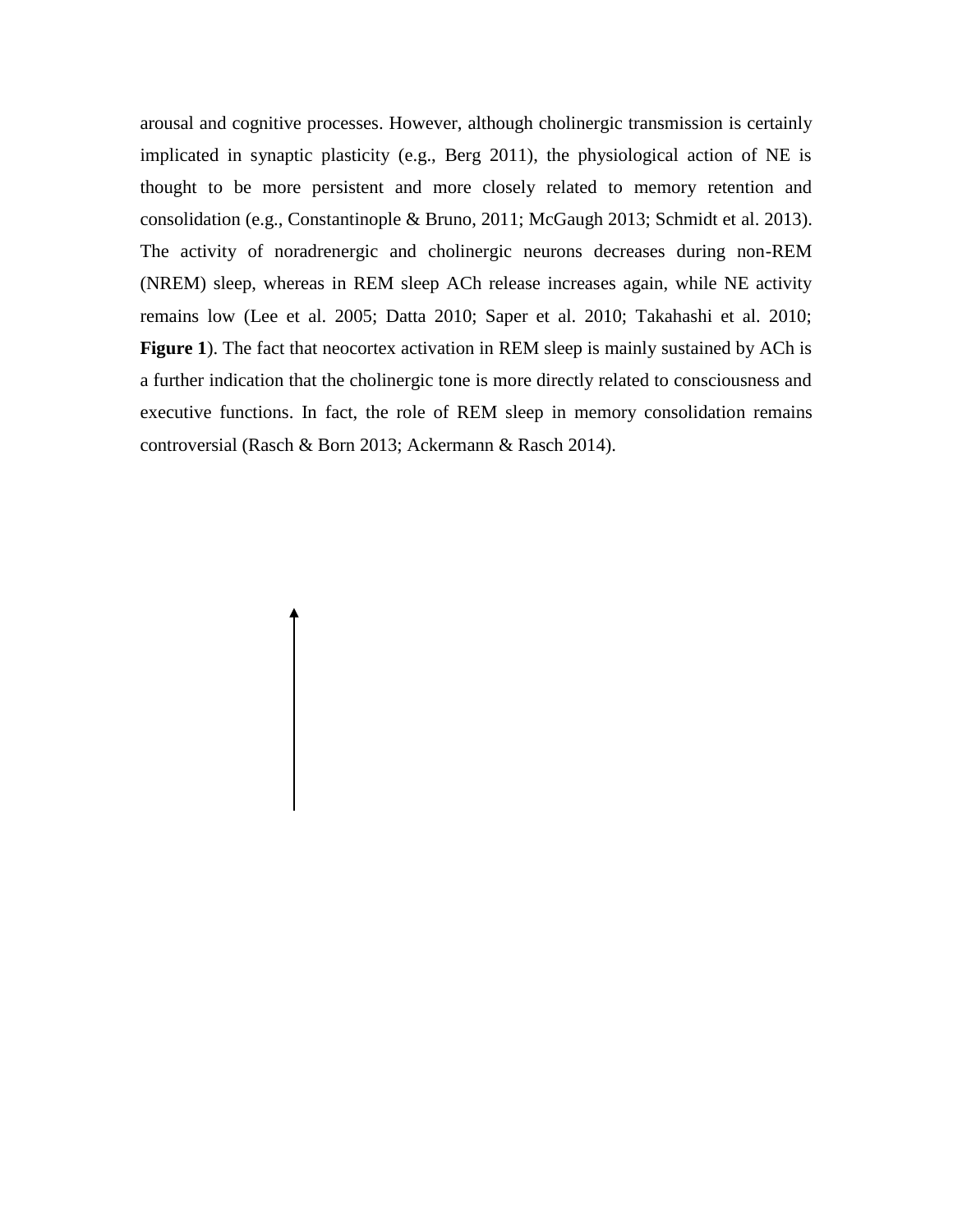arousal and cognitive processes. However, although cholinergic transmission is certainly implicated in synaptic plasticity (e.g., Berg 2011), the physiological action of NE is thought to be more persistent and more closely related to memory retention and consolidation (e.g., Constantinople & Bruno, 2011; McGaugh 2013; Schmidt et al. 2013). The activity of noradrenergic and cholinergic neurons decreases during non-REM (NREM) sleep, whereas in REM sleep ACh release increases again, while NE activity remains low (Lee et al. 2005; Datta 2010; Saper et al. 2010; Takahashi et al. 2010; **Figure 1**). The fact that neocortex activation in REM sleep is mainly sustained by ACh is a further indication that the cholinergic tone is more directly related to consciousness and executive functions. In fact, the role of REM sleep in memory consolidation remains controversial (Rasch & Born 2013; Ackermann & Rasch 2014).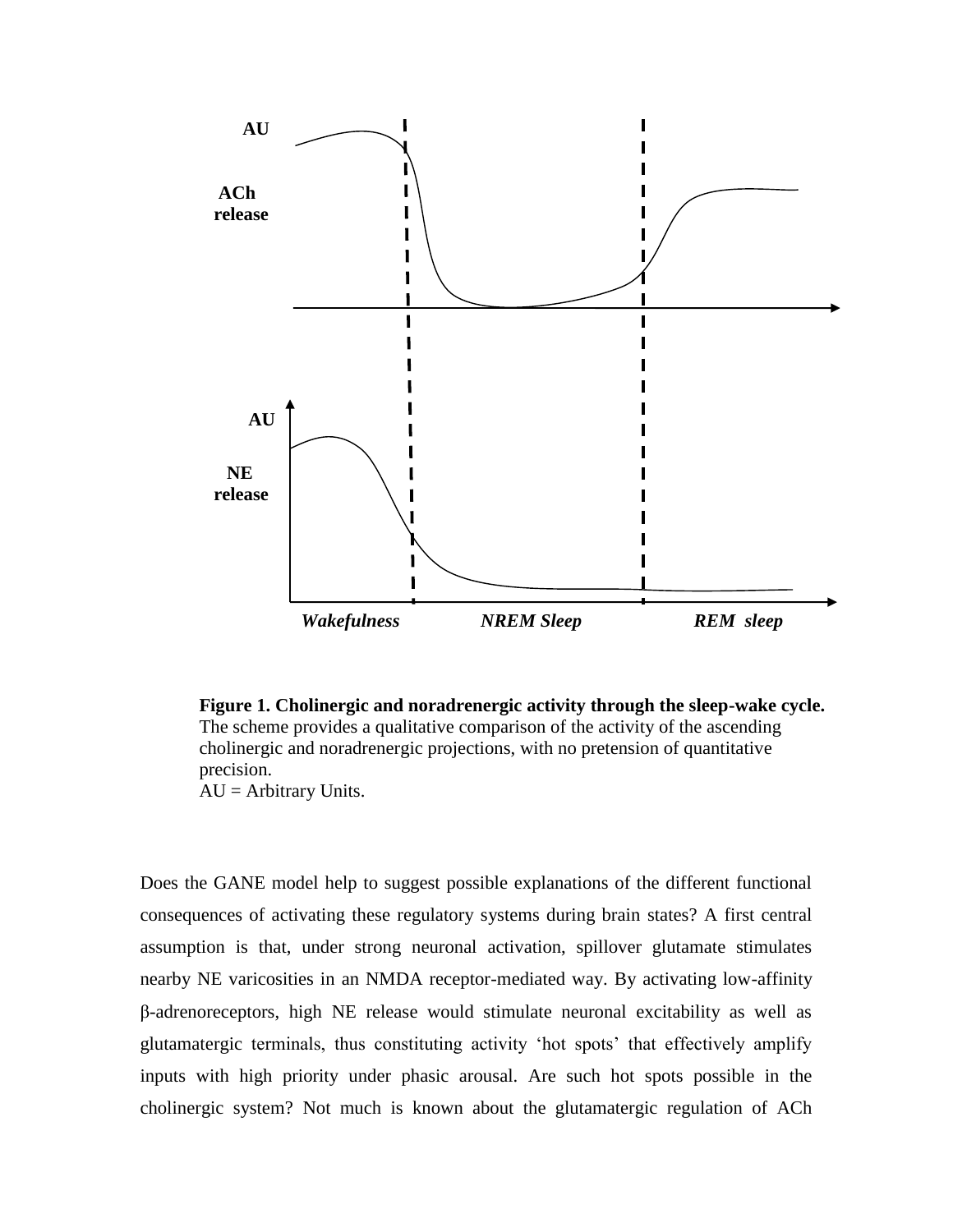**Figure 1. Cholinergic and noradrenergic activity through the sleep-wake cycle.** The scheme provides a qualitative comparison of the activity of the ascending cholinergic and noradrenergic projections, with no pretension of quantitative precision.
AU = Arbitrary Units.

Does the GANE model help to suggest possible explanations of the different functional consequences of activating these regulatory systems during brain states? A first central assumption is that, under strong neuronal activation, spillover glutamate stimulates nearby NE varicosities in an NMDA receptor-mediated way. By activating low-affinity β-adrenoreceptors, high NE release would stimulate neuronal excitability as well as glutamatergic terminals, thus constituting activity 'hot spots' that effectively amplify inputs with high priority under phasic arousal. Are such hot spots possible in the cholinergic system? Not much is known about the glutamatergic regulation of ACh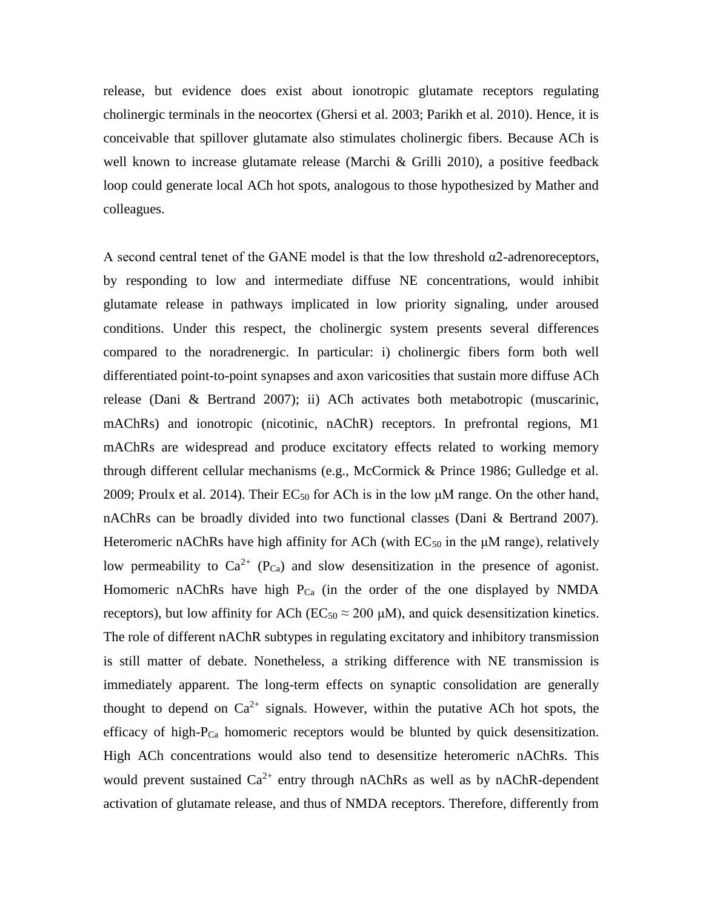release, but evidence does exist about ionotropic glutamate receptors regulating cholinergic terminals in the neocortex (Ghersi et al. 2003; Parikh et al. 2010). Hence, it is conceivable that spillover glutamate also stimulates cholinergic fibers. Because ACh is well known to increase glutamate release (Marchi & Grilli 2010), a positive feedback loop could generate local ACh hot spots, analogous to those hypothesized by Mather and colleagues.

A second central tenet of the GANE model is that the low threshold α2-adrenoreceptors, by responding to low and intermediate diffuse NE concentrations, would inhibit glutamate release in pathways implicated in low priority signaling, under aroused conditions. Under this respect, the cholinergic system presents several differences compared to the noradrenergic. In particular: i) cholinergic fibers form both well differentiated point-to-point synapses and axon varicosities that sustain more diffuse ACh release (Dani & Bertrand 2007); ii) ACh activates both metabotropic (muscarinic, mAChRs) and ionotropic (nicotinic, nAChR) receptors. In prefrontal regions, M1 mAChRs are widespread and produce excitatory effects related to working memory through different cellular mechanisms (e.g., McCormick & Prince 1986; Gulledge et al. 2009; Proulx et al. 2014). Their $EC_{50}$ for ACh is in the low μM range. On the other hand, nAChRs can be broadly divided into two functional classes (Dani & Bertrand 2007). Heteromeric nAChRs have high affinity for ACh (with $EC_{50}$ in the μM range), relatively low permeability to $Ca^{2+}$ ($P_{Ca}$) and slow desensitization in the presence of agonist. Homomeric nAChRs have high $P_{Ca}$ (in the order of the one displayed by NMDA receptors), but low affinity for ACh ($EC_{50} \approx 200$ μM), and quick desensitization kinetics. The role of different nAChR subtypes in regulating excitatory and inhibitory transmission is still matter of debate. Nonetheless, a striking difference with NE transmission is immediately apparent. The long-term effects on synaptic consolidation are generally thought to depend on $Ca^{2+}$ signals. However, within the putative ACh hot spots, the efficacy of high-$P_{Ca}$ homomeric receptors would be blunted by quick desensitization. High ACh concentrations would also tend to desensitize heteromeric nAChRs. This would prevent sustained $Ca^{2+}$ entry through nAChRs as well as by nAChR-dependent activation of glutamate release, and thus of NMDA receptors. Therefore, differently from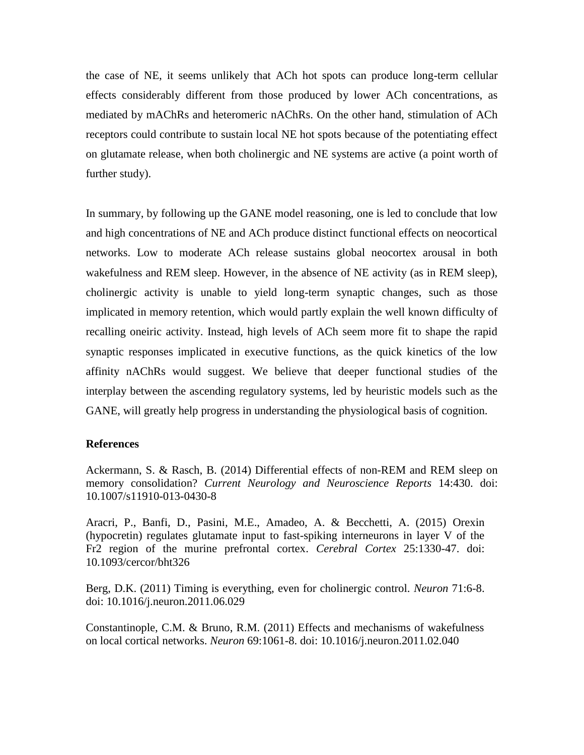the case of NE, it seems unlikely that ACh hot spots can produce long-term cellular effects considerably different from those produced by lower ACh concentrations, as mediated by mAChRs and heteromeric nAChRs. On the other hand, stimulation of ACh receptors could contribute to sustain local NE hot spots because of the potentiating effect on glutamate release, when both cholinergic and NE systems are active (a point worth of further study).

In summary, by following up the GANE model reasoning, one is led to conclude that low and high concentrations of NE and ACh produce distinct functional effects on neocortical networks. Low to moderate ACh release sustains global neocortex arousal in both wakefulness and REM sleep. However, in the absence of NE activity (as in REM sleep), cholinergic activity is unable to yield long-term synaptic changes, such as those implicated in memory retention, which would partly explain the well known difficulty of recalling oneiric activity. Instead, high levels of ACh seem more fit to shape the rapid synaptic responses implicated in executive functions, as the quick kinetics of the low affinity nAChRs would suggest. We believe that deeper functional studies of the interplay between the ascending regulatory systems, led by heuristic models such as the GANE, will greatly help progress in understanding the physiological basis of cognition.

### References

Ackermann, S. & Rasch, B. (2014) Differential effects of non-REM and REM sleep on memory consolidation? *Current Neurology and Neuroscience Reports* 14:430. doi: 10.1007/s11910-013-0430-8

Aracri, P., Banfi, D., Pasini, M.E., Amadeo, A. & Becchetti, A. (2015) Orexin (hypocretin) regulates glutamate input to fast-spiking interneurons in layer V of the Fr2 region of the murine prefrontal cortex. *Cerebral Cortex* 25:1330-47. doi: 10.1093/cercor/bht326

Berg, D.K. (2011) Timing is everything, even for cholinergic control. *Neuron* 71:6-8. doi: 10.1016/j.neuron.2011.06.029

Constantinople, C.M. & Bruno, R.M. (2011) Effects and mechanisms of wakefulness on local cortical networks. *Neuron* 69:1061-8. doi: 10.1016/j.neuron.2011.02.040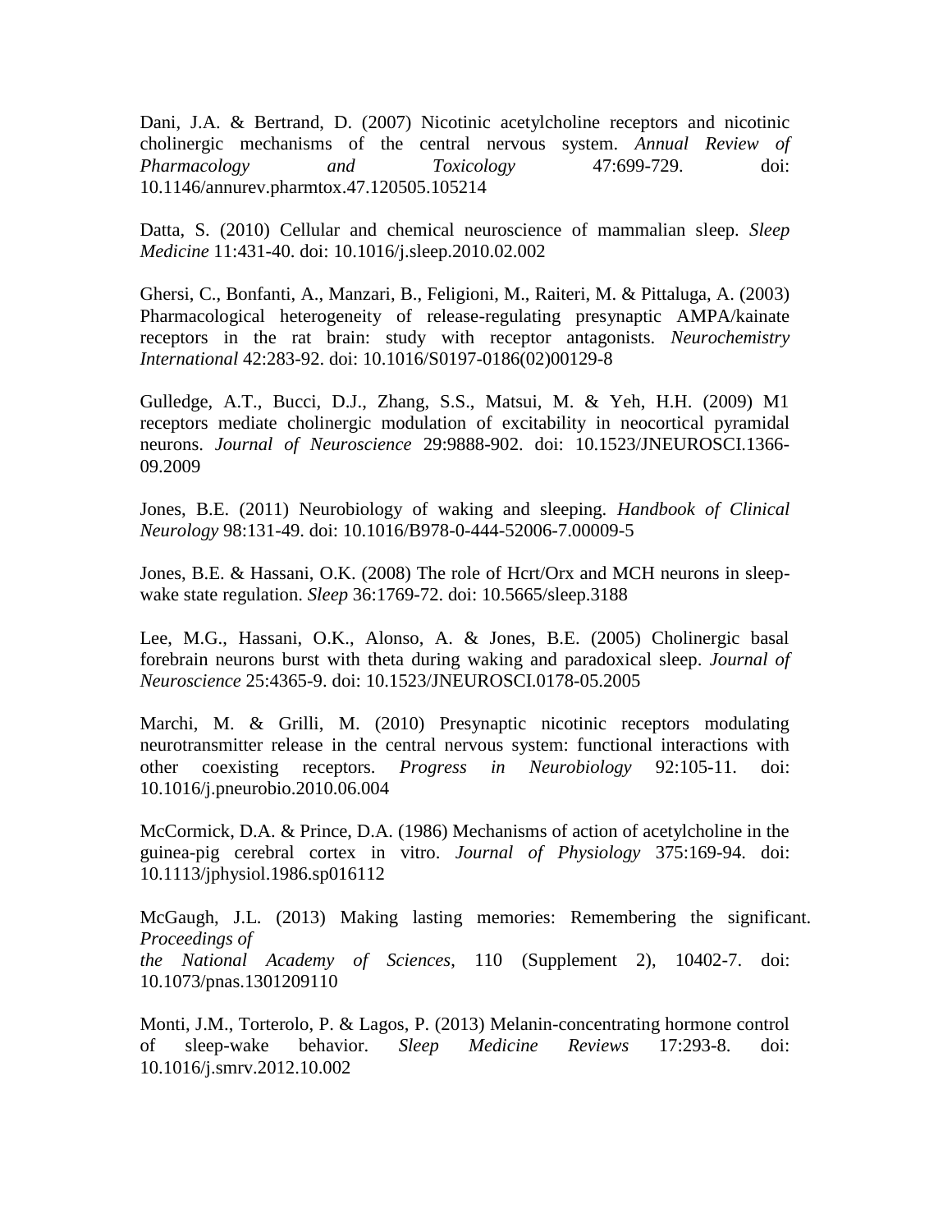Dani, J.A. & Bertrand, D. (2007) Nicotinic acetylcholine receptors and nicotinic cholinergic mechanisms of the central nervous system. *Annual Review of Pharmacology and Toxicology* 47:699-729. doi: 10.1146/annurev.pharmtox.47.120505.105214

Datta, S. (2010) Cellular and chemical neuroscience of mammalian sleep. *Sleep Medicine* 11:431-40. doi: 10.1016/j.sleep.2010.02.002

Ghersi, C., Bonfanti, A., Manzari, B., Feligioni, M., Raiteri, M. & Pittaluga, A. (2003) Pharmacological heterogeneity of release-regulating presynaptic AMPA/kainate receptors in the rat brain: study with receptor antagonists. *Neurochemistry International* 42:283-92. doi: 10.1016/S0197-0186(02)00129-8

Gulledge, A.T., Bucci, D.J., Zhang, S.S., Matsui, M. & Yeh, H.H. (2009) M1 receptors mediate cholinergic modulation of excitability in neocortical pyramidal neurons. *Journal of Neuroscience* 29:9888-902. doi: 10.1523/JNEUROSCI.1366-09.2009

Jones, B.E. (2011) Neurobiology of waking and sleeping. *Handbook of Clinical Neurology* 98:131-49. doi: 10.1016/B978-0-444-52006-7.00009-5

Jones, B.E. & Hassani, O.K. (2008) The role of Hcrt/Orx and MCH neurons in sleep-wake state regulation. *Sleep* 36:1769-72. doi: 10.5665/sleep.3188

Lee, M.G., Hassani, O.K., Alonso, A. & Jones, B.E. (2005) Cholinergic basal forebrain neurons burst with theta during waking and paradoxical sleep. *Journal of Neuroscience* 25:4365-9. doi: 10.1523/JNEUROSCI.0178-05.2005

Marchi, M. & Grilli, M. (2010) Presynaptic nicotinic receptors modulating neurotransmitter release in the central nervous system: functional interactions with other coexisting receptors. *Progress in Neurobiology* 92:105-11. doi: 10.1016/j.pneurobio.2010.06.004

McCormick, D.A. & Prince, D.A. (1986) Mechanisms of action of acetylcholine in the guinea-pig cerebral cortex in vitro. *Journal of Physiology* 375:169-94. doi: 10.1113/jphysiol.1986.sp016112

McGaugh, J.L. (2013) Making lasting memories: Remembering the significant. *Proceedings of the National Academy of Sciences*, 110 (Supplement 2), 10402-7. doi: 10.1073/pnas.1301209110

Monti, J.M., Torterolo, P. & Lagos, P. (2013) Melanin-concentrating hormone control of sleep-wake behavior. *Sleep Medicine Reviews* 17:293-8. doi: 10.1016/j.smrv.2012.10.002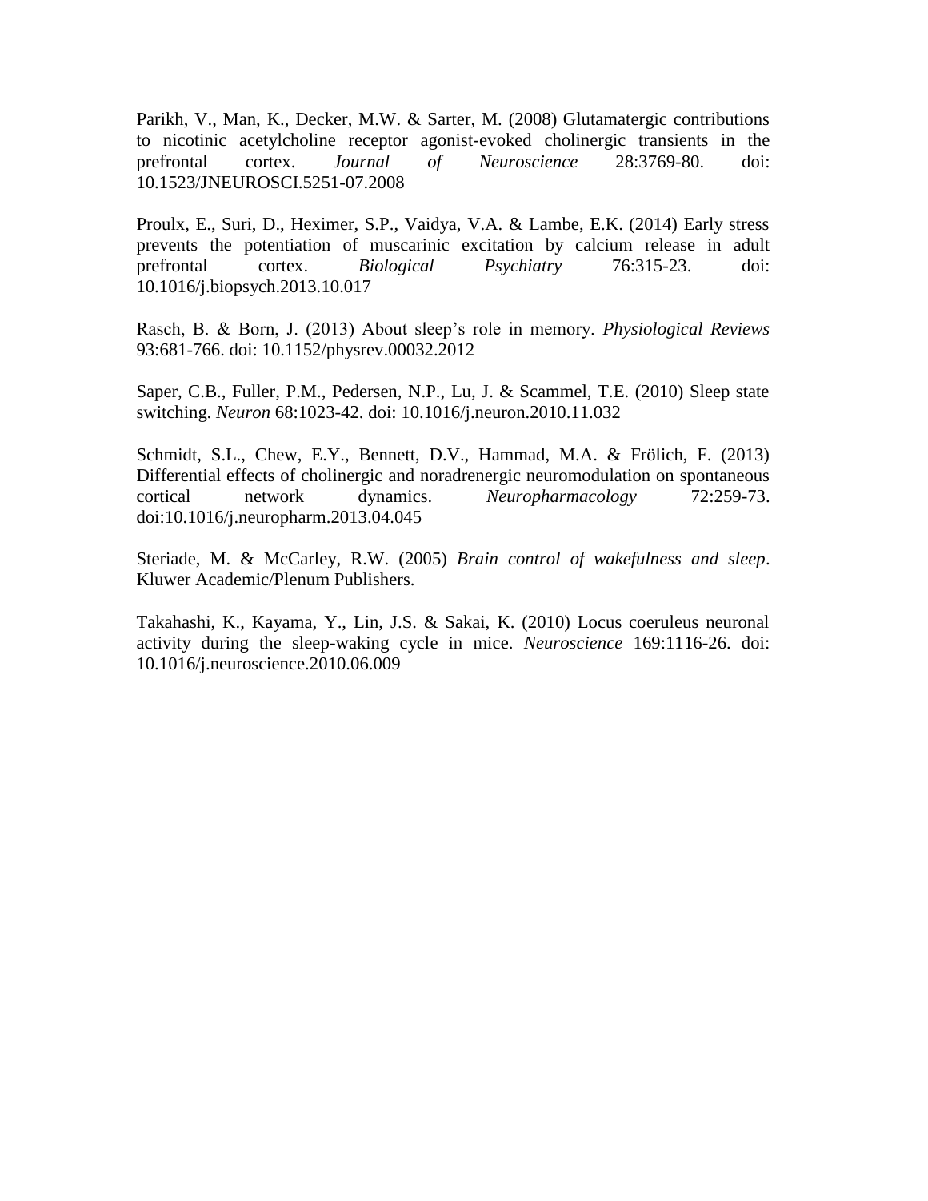Parikh, V., Man, K., Decker, M.W. & Sarter, M. (2008) Glutamatergic contributions to nicotinic acetylcholine receptor agonist-evoked cholinergic transients in the prefrontal cortex. *Journal of Neuroscience* 28:3769-80. doi: 10.1523/JNEUROSCI.5251-07.2008

Proulx, E., Suri, D., Heximer, S.P., Vaidya, V.A. & Lambe, E.K. (2014) Early stress prevents the potentiation of muscarinic excitation by calcium release in adult prefrontal cortex. *Biological Psychiatry* 76:315-23. doi: 10.1016/j.biopsych.2013.10.017

Rasch, B. & Born, J. (2013) About sleep's role in memory. *Physiological Reviews* 93:681-766. doi: 10.1152/physrev.00032.2012

Saper, C.B., Fuller, P.M., Pedersen, N.P., Lu, J. & Scammel, T.E. (2010) Sleep state switching. *Neuron* 68:1023-42. doi: 10.1016/j.neuron.2010.11.032

Schmidt, S.L., Chew, E.Y., Bennett, D.V., Hammad, M.A. & Frölich, F. (2013) Differential effects of cholinergic and noradrenergic neuromodulation on spontaneous cortical network dynamics. *Neuropharmacology* 72:259-73. doi:10.1016/j.neuropharm.2013.04.045

Steriade, M. & McCarley, R.W. (2005) *Brain control of wakefulness and sleep*. Kluwer Academic/Plenum Publishers.

Takahashi, K., Kayama, Y., Lin, J.S. & Sakai, K. (2010) Locus coeruleus neuronal activity during the sleep-waking cycle in mice. *Neuroscience* 169:1116-26. doi: 10.1016/j.neuroscience.2010.06.009